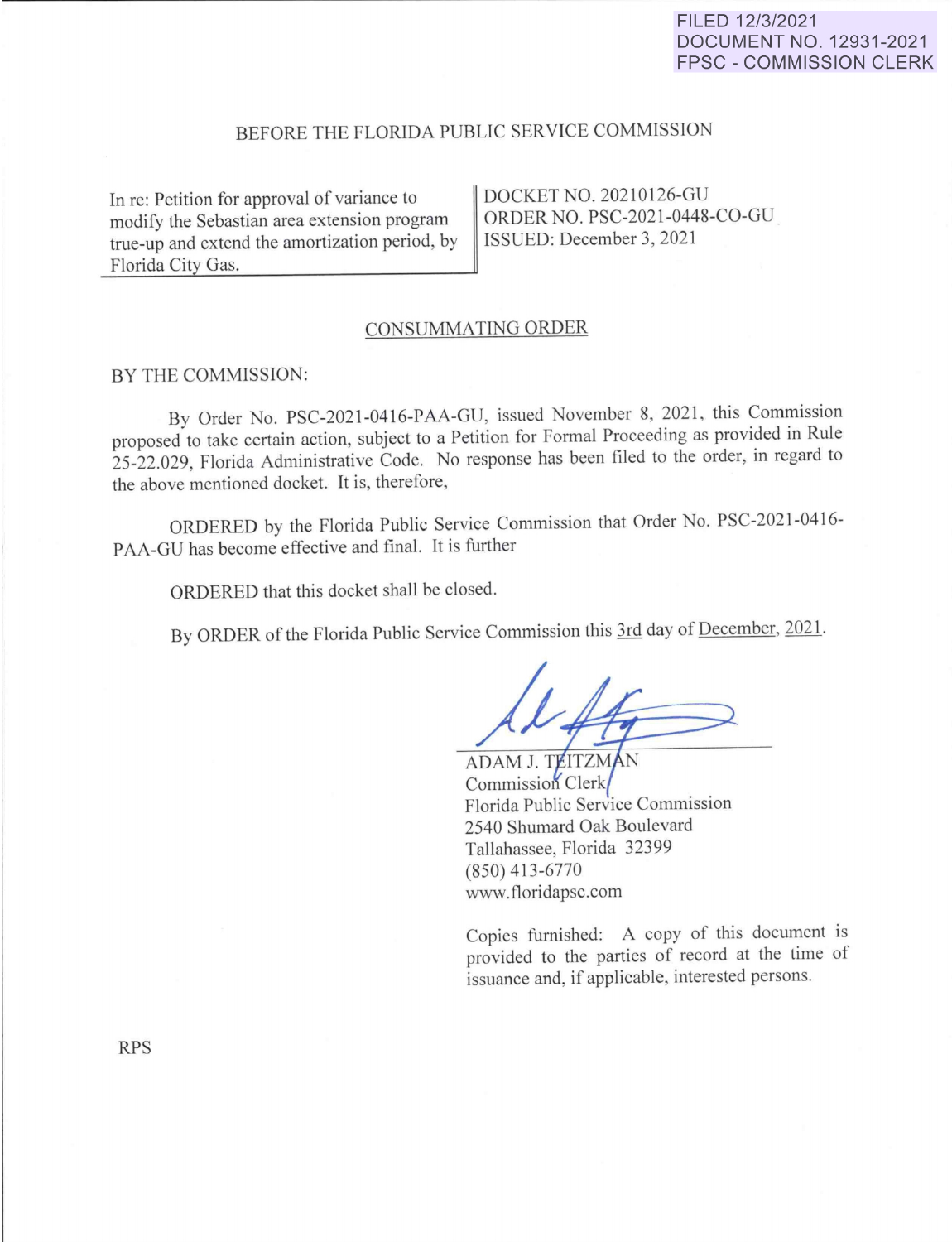FILED 12/3/2021
DOCUMENT NO. 12931-2021
FPSC - COMMISSION CLERK

BEFORE THE FLORIDA PUBLIC SERVICE COMMISSION

| In re: Petition for approval of variance to modify the Sebastian area extension program true-up and extend the amortization period, by Florida City Gas. | DOCKET NO. 20210126-GU<br>ORDER NO. PSC-2021-0448-CO-GU<br>ISSUED: December 3, 2021 |
| --- | --- |

## CONSUMMATING ORDER

BY THE COMMISSION:

By Order No. PSC-2021-0416-PAA-GU, issued November 8, 2021, this Commission proposed to take certain action, subject to a Petition for Formal Proceeding as provided in Rule 25-22.029, Florida Administrative Code. No response has been filed to the order, in regard to the above mentioned docket. It is, therefore,

ORDERED by the Florida Public Service Commission that Order No. PSC-2021-0416-PAA-GU has become effective and final. It is further

ORDERED that this docket shall be closed.

By ORDER of the Florida Public Service Commission this 3rd day of December, 2021.

ADAM J. TEITZMAN
Commission Clerk
Florida Public Service Commission
2540 Shumard Oak Boulevard
Tallahassee, Florida 32399
(850) 413-6770
www.floridapsc.com

Copies furnished: A copy of this document is provided to the parties of record at the time of issuance and, if applicable, interested persons.

RPS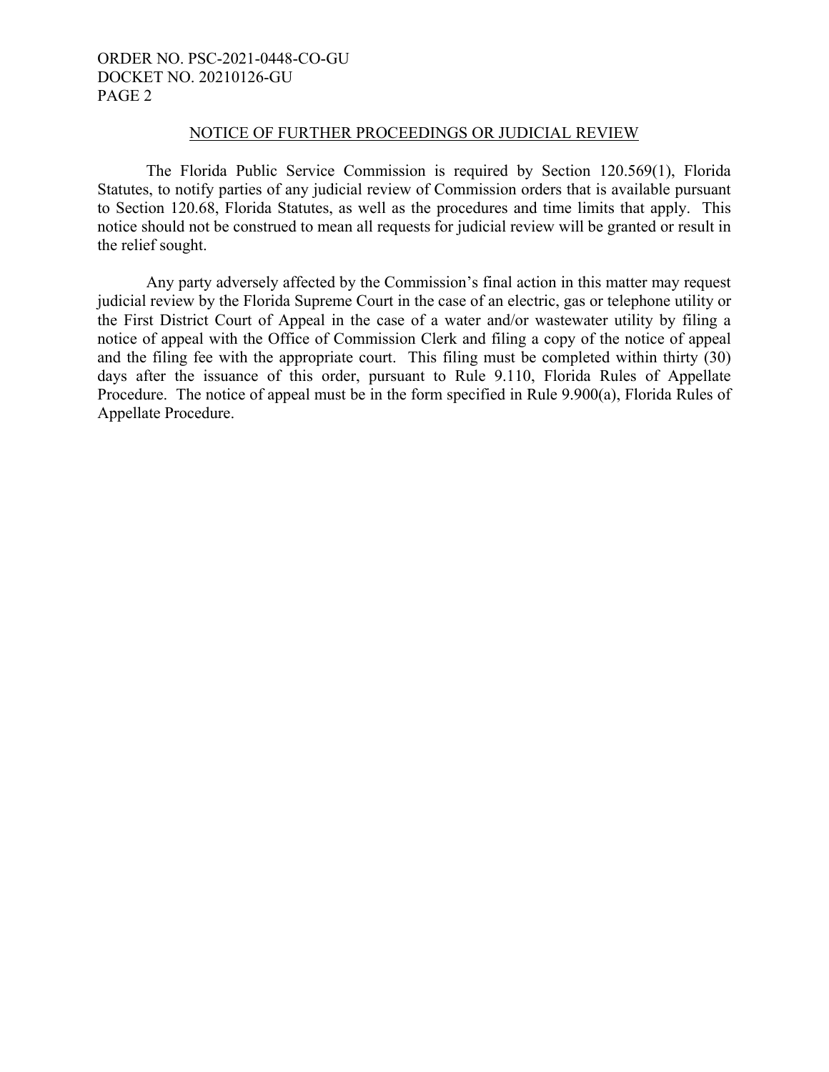## NOTICE OF FURTHER PROCEEDINGS OR JUDICIAL REVIEW

The Florida Public Service Commission is required by Section 120.569(1), Florida Statutes, to notify parties of any judicial review of Commission orders that is available pursuant to Section 120.68, Florida Statutes, as well as the procedures and time limits that apply. This notice should not be construed to mean all requests for judicial review will be granted or result in the relief sought.

Any party adversely affected by the Commission's final action in this matter may request judicial review by the Florida Supreme Court in the case of an electric, gas or telephone utility or the First District Court of Appeal in the case of a water and/or wastewater utility by filing a notice of appeal with the Office of Commission Clerk and filing a copy of the notice of appeal and the filing fee with the appropriate court. This filing must be completed within thirty (30) days after the issuance of this order, pursuant to Rule 9.110, Florida Rules of Appellate Procedure. The notice of appeal must be in the form specified in Rule 9.900(a), Florida Rules of Appellate Procedure.